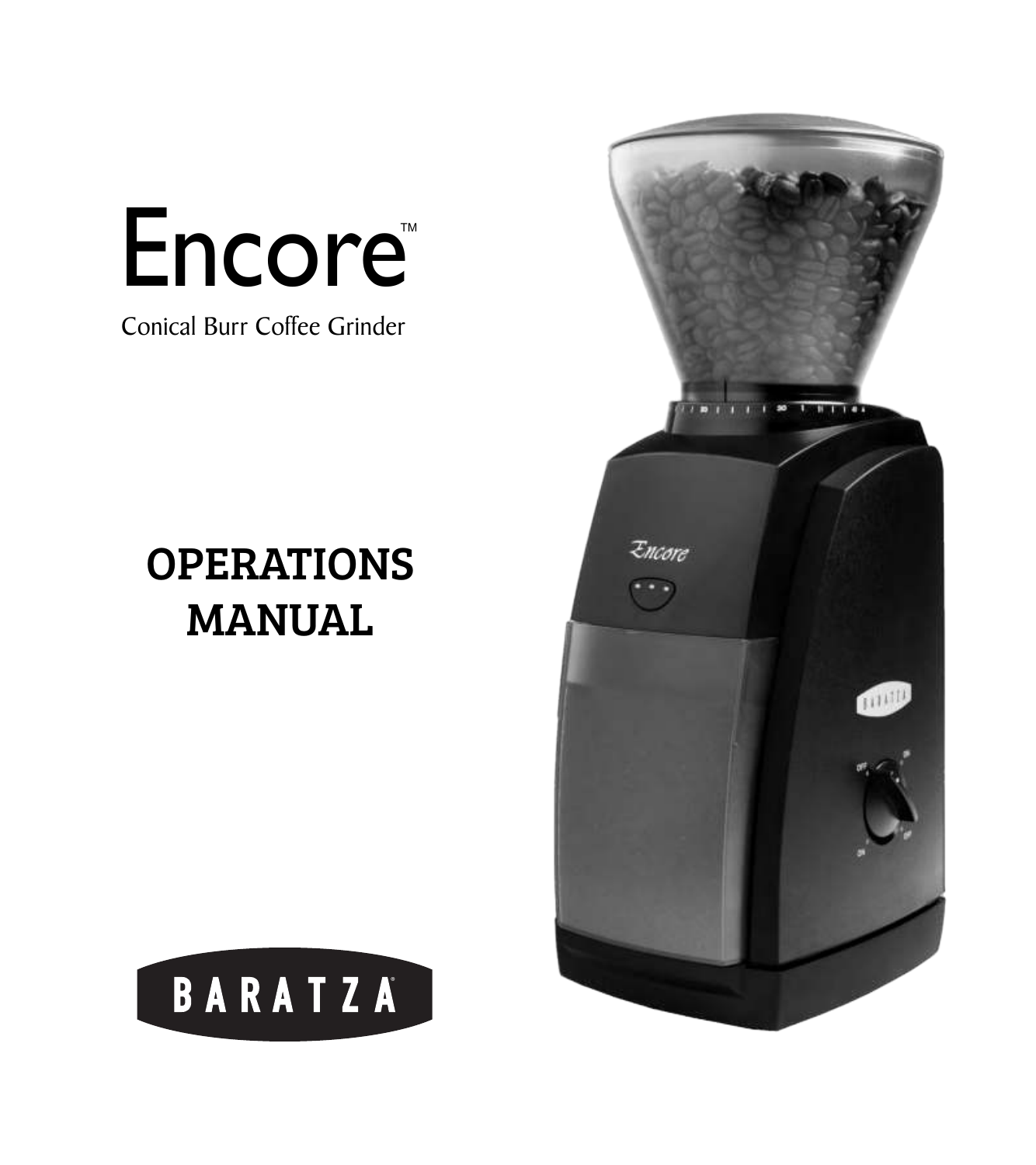# Encore™

Conical Burr Coffee Grinder

## OPERATIONS MANUAL

BARATZA®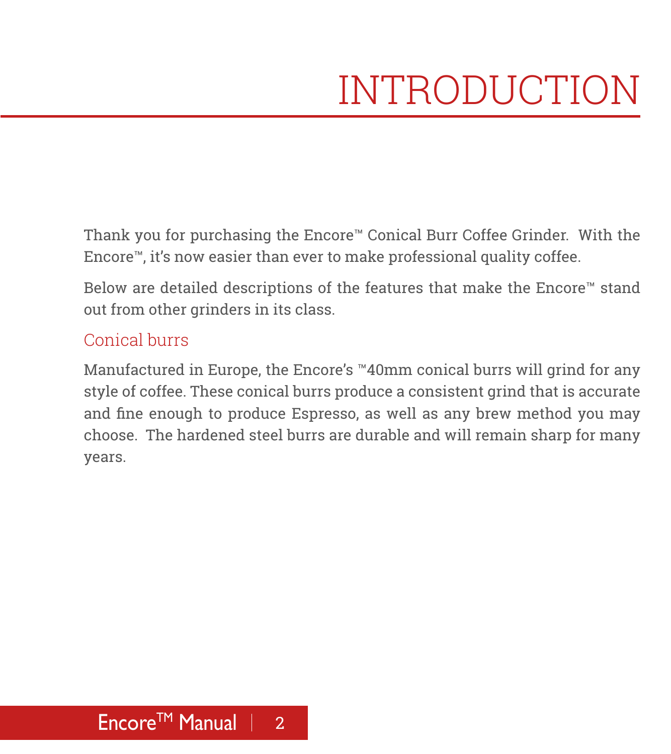# INTRODUCTION

Thank you for purchasing the Encore™ Conical Burr Coffee Grinder. With the Encore™, it's now easier than ever to make professional quality coffee.

Below are detailed descriptions of the features that make the Encore™ stand out from other grinders in its class.

## Conical burrs

Manufactured in Europe, the Encore's ™40mm conical burrs will grind for any style of coffee. These conical burrs produce a consistent grind that is accurate and fine enough to produce Espresso, as well as any brew method you may choose. The hardened steel burrs are durable and will remain sharp for many years.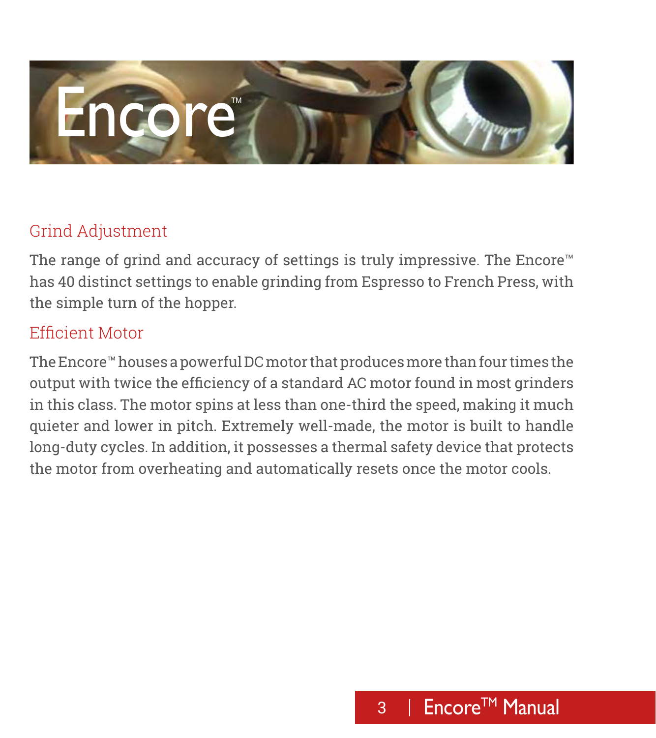# Encore™

## Grind Adjustment

The range of grind and accuracy of settings is truly impressive. The Encore™ has 40 distinct settings to enable grinding from Espresso to French Press, with the simple turn of the hopper.

## Efficient Motor

The Encore™ houses a powerful DC motor that produces more than four times the output with twice the efficiency of a standard AC motor found in most grinders in this class. The motor spins at less than one-third the speed, making it much quieter and lower in pitch. Extremely well-made, the motor is built to handle long-duty cycles. In addition, it possesses a thermal safety device that protects the motor from overheating and automatically resets once the motor cools.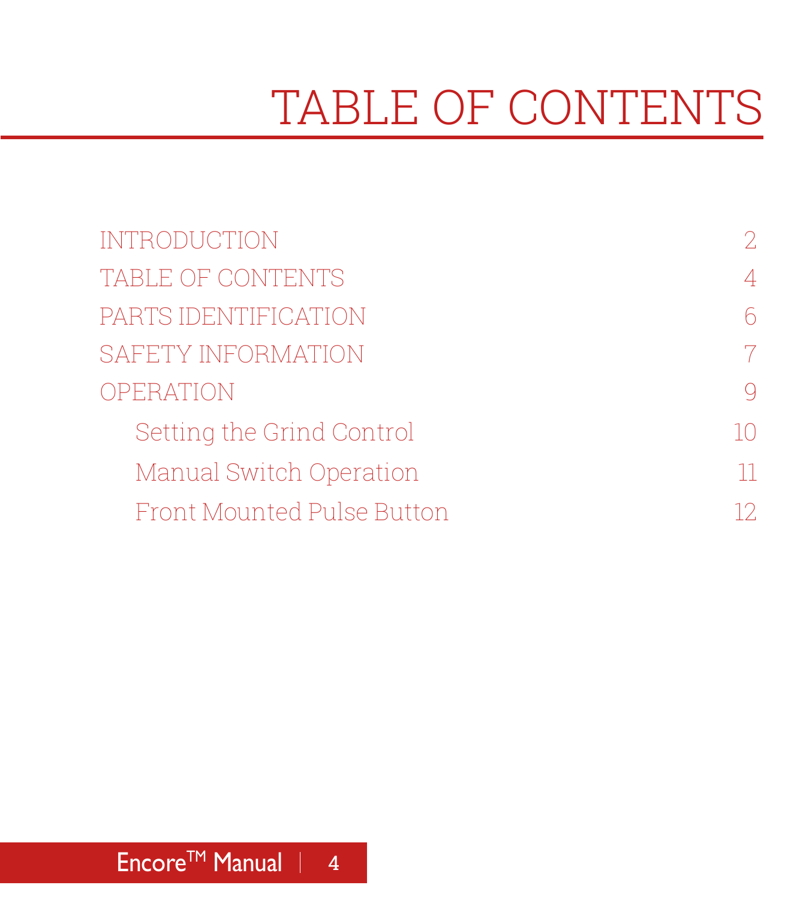# TABLE OF CONTENTS

| | |
|---|---|
| INTRODUCTION | 2 |
| TABLE OF CONTENTS | 4 |
| PARTS IDENTIFICATION | 6 |
| SAFETY INFORMATION | 7 |
| OPERATION | 9 |
| Setting the Grind Control | 10 |
| Manual Switch Operation | 11 |
| Front Mounted Pulse Button | 12 |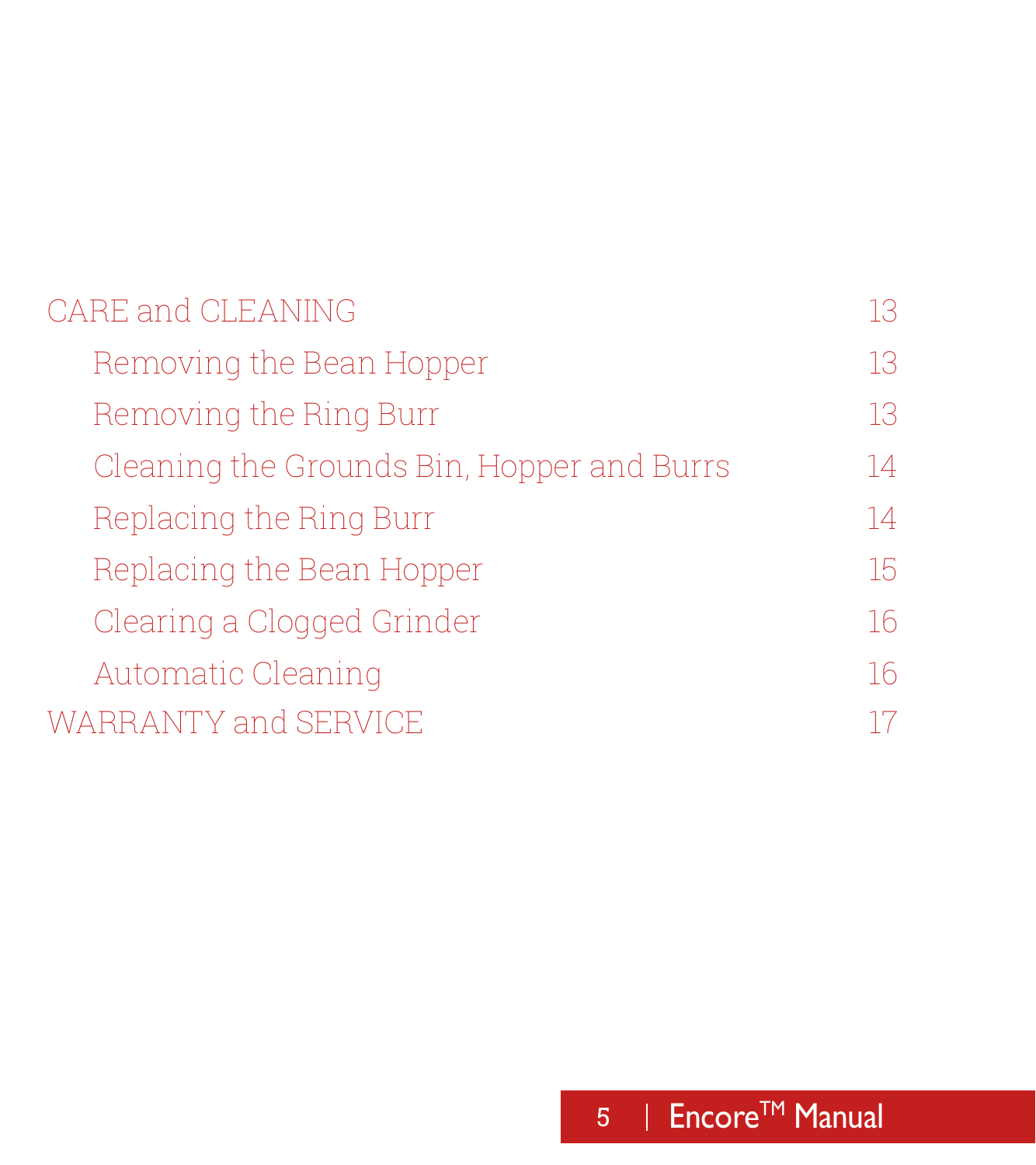| | |
|---|---|
| CARE and CLEANING | 13 |
| Removing the Bean Hopper | 13 |
| Removing the Ring Burr | 13 |
| Cleaning the Grounds Bin, Hopper and Burrs | 14 |
| Replacing the Ring Burr | 14 |
| Replacing the Bean Hopper | 15 |
| Clearing a Clogged Grinder | 16 |
| Automatic Cleaning | 16 |
| WARRANTY and SERVICE | 17 |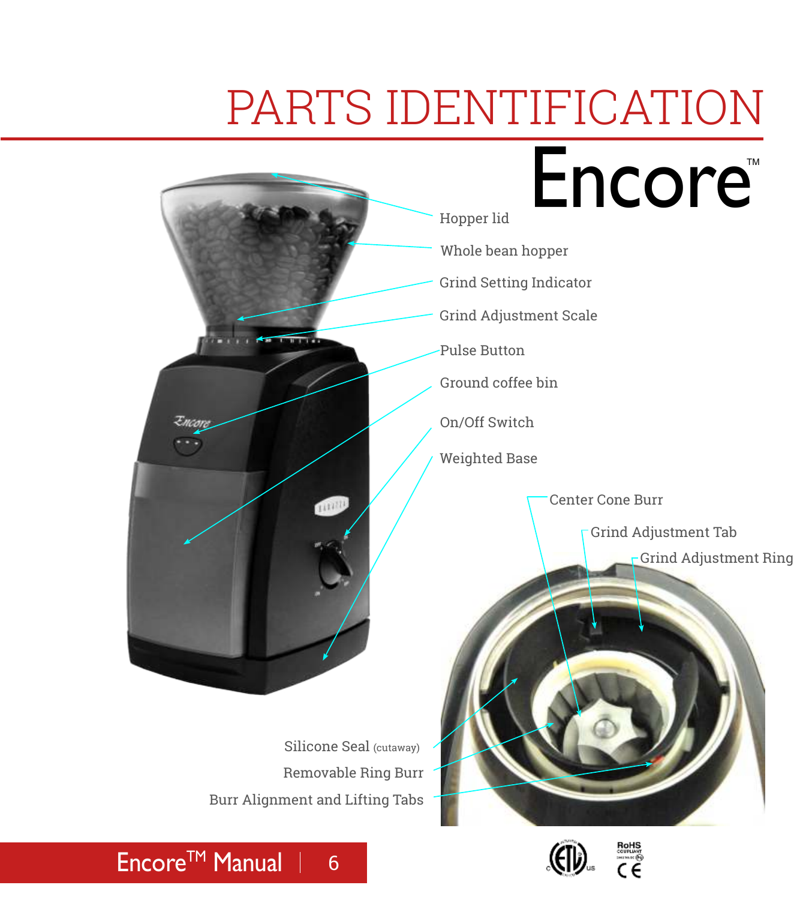# PARTS IDENTIFICATION

Encore™

Hopper lid

Whole bean hopper

Grind Setting Indicator

Grind Adjustment Scale

Pulse Button

Ground coffee bin

On/Off Switch

Weighted Base

Center Cone Burr

Grind Adjustment Tab

Grind Adjustment Ring

Silicone Seal (cutaway)

Removable Ring Burr

Burr Alignment and Lifting Tabs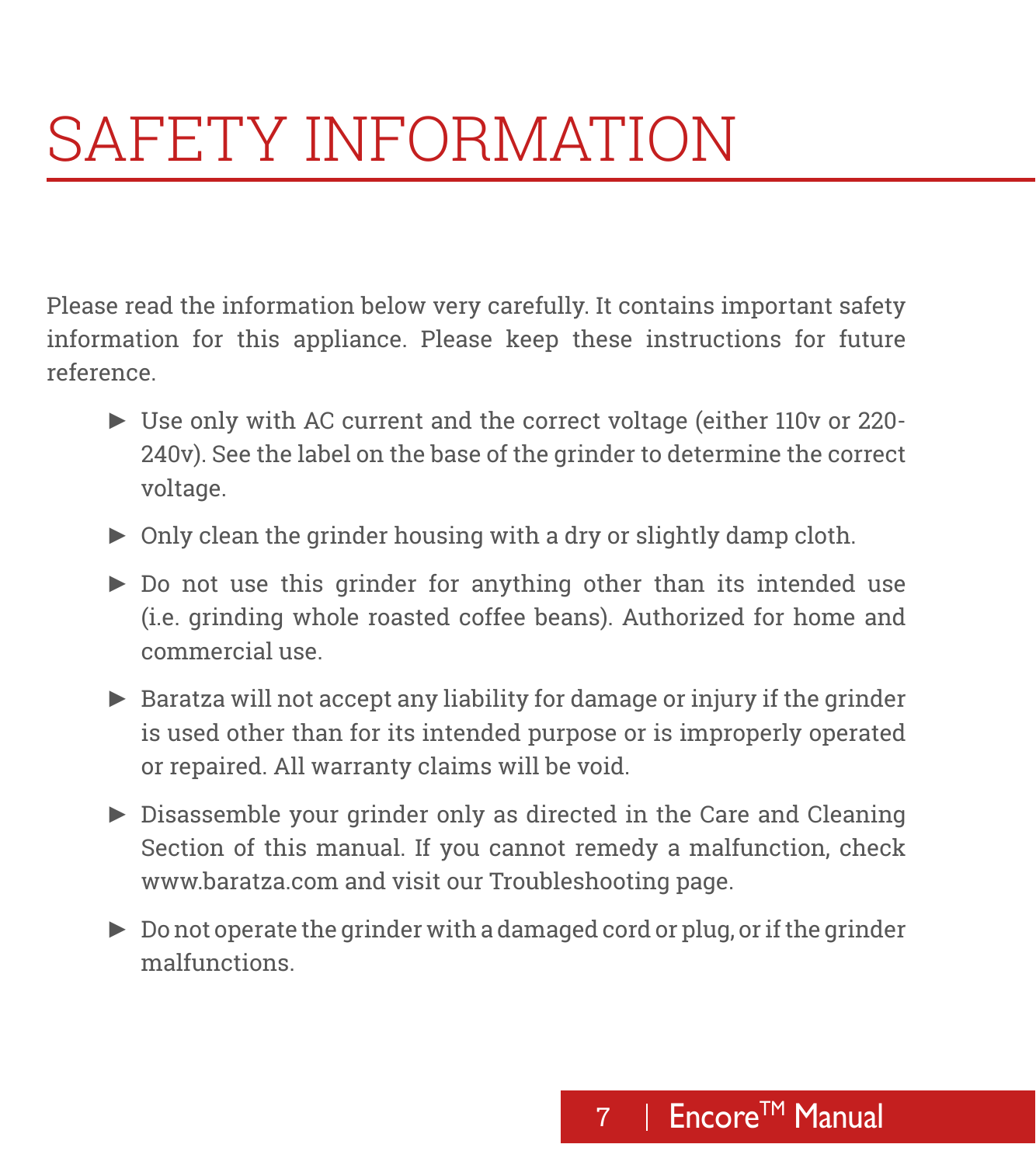# SAFETY INFORMATION

Please read the information below very carefully. It contains important safety information for this appliance. Please keep these instructions for future reference.

- Use only with AC current and the correct voltage (either 110v or 220-240v). See the label on the base of the grinder to determine the correct voltage.
- Only clean the grinder housing with a dry or slightly damp cloth.
- Do not use this grinder for anything other than its intended use (i.e. grinding whole roasted coffee beans). Authorized for home and commercial use.
- Baratza will not accept any liability for damage or injury if the grinder is used other than for its intended purpose or is improperly operated or repaired. All warranty claims will be void.
- Disassemble your grinder only as directed in the Care and Cleaning Section of this manual. If you cannot remedy a malfunction, check www.baratza.com and visit our Troubleshooting page.
- Do not operate the grinder with a damaged cord or plug, or if the grinder malfunctions.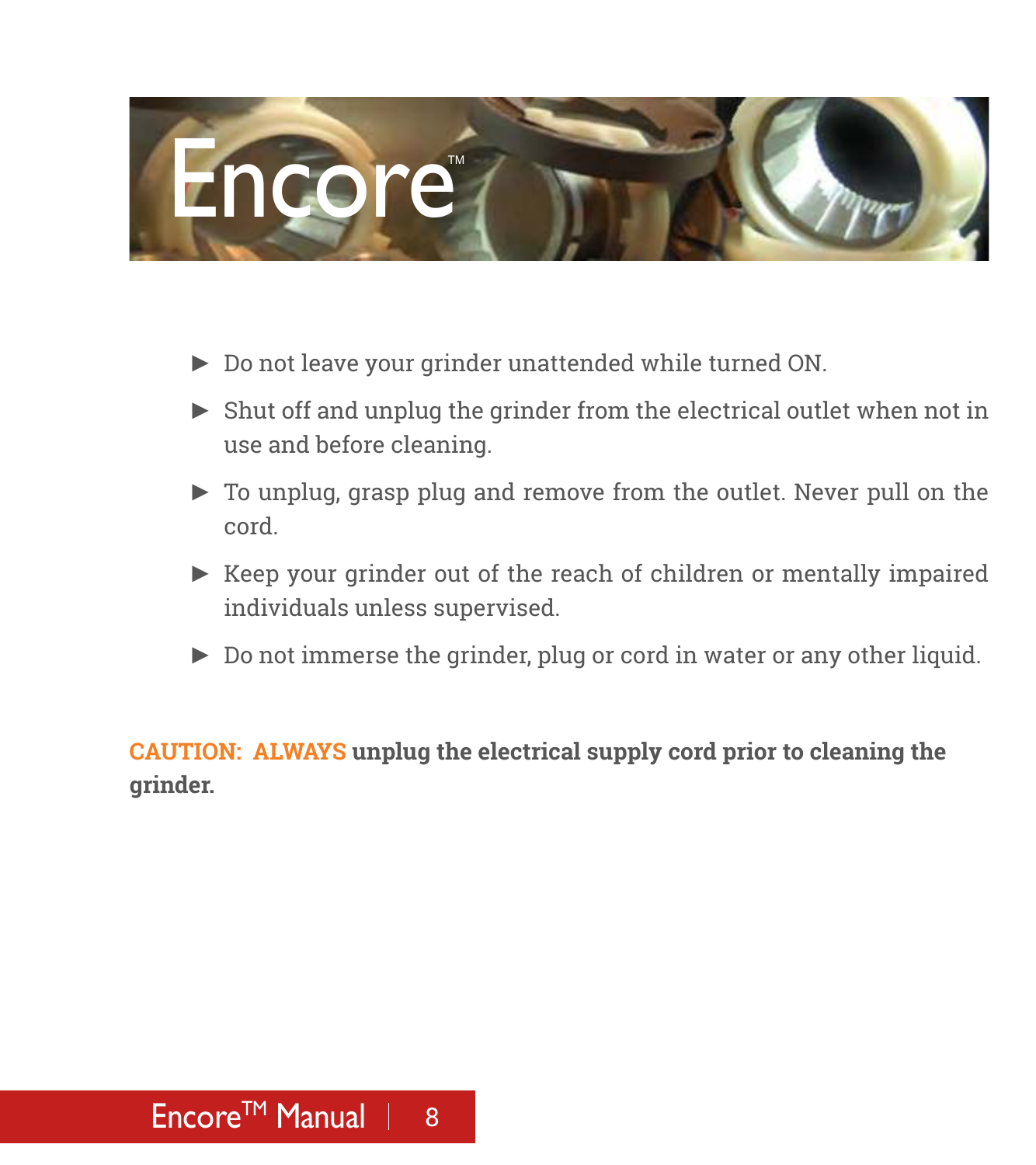# Encore™

- Do not leave your grinder unattended while turned ON.
- Shut off and unplug the grinder from the electrical outlet when not in use and before cleaning.
- To unplug, grasp plug and remove from the outlet. Never pull on the cord.
- Keep your grinder out of the reach of children or mentally impaired individuals unless supervised.
- Do not immerse the grinder, plug or cord in water or any other liquid.

**CAUTION: ALWAYS unplug the electrical supply cord prior to cleaning the grinder.**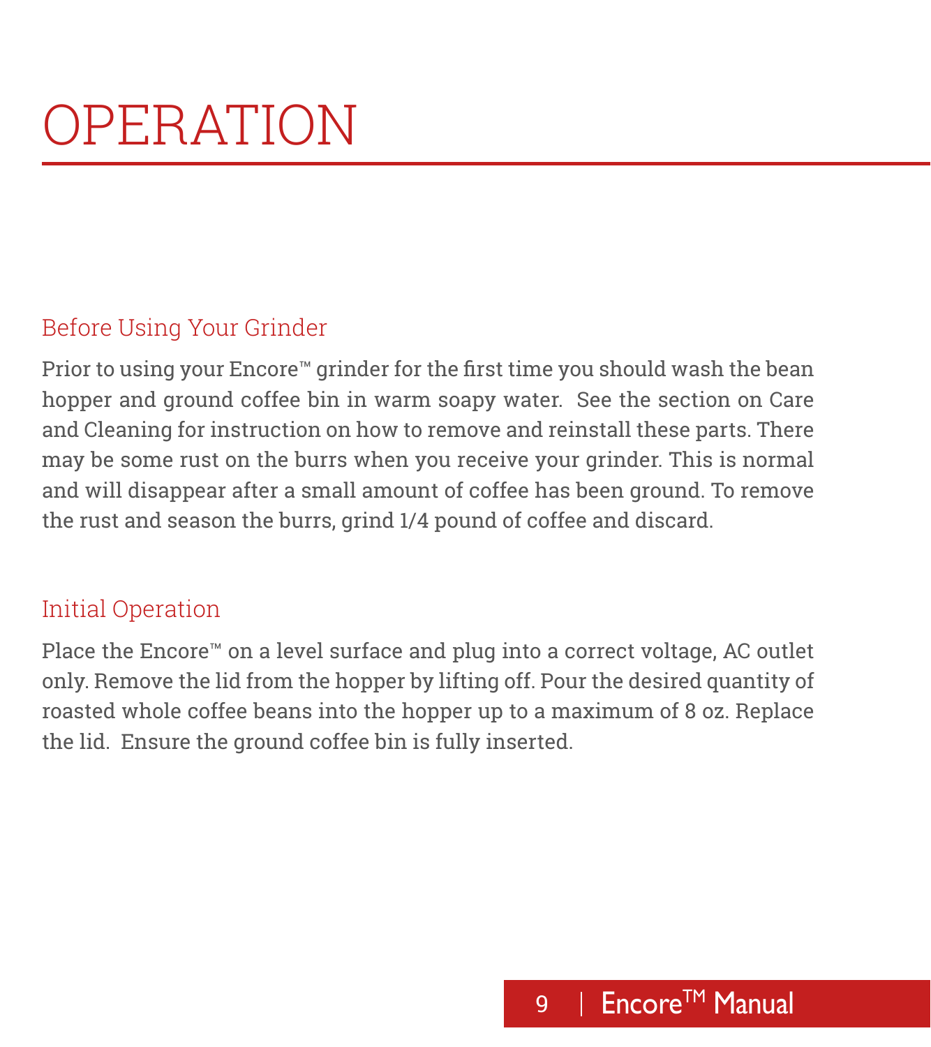# OPERATION

## Before Using Your Grinder

Prior to using your Encore™ grinder for the first time you should wash the bean hopper and ground coffee bin in warm soapy water. See the section on Care and Cleaning for instruction on how to remove and reinstall these parts. There may be some rust on the burrs when you receive your grinder. This is normal and will disappear after a small amount of coffee has been ground. To remove the rust and season the burrs, grind 1/4 pound of coffee and discard.

## Initial Operation

Place the Encore™ on a level surface and plug into a correct voltage, AC outlet only. Remove the lid from the hopper by lifting off. Pour the desired quantity of roasted whole coffee beans into the hopper up to a maximum of 8 oz. Replace the lid. Ensure the ground coffee bin is fully inserted.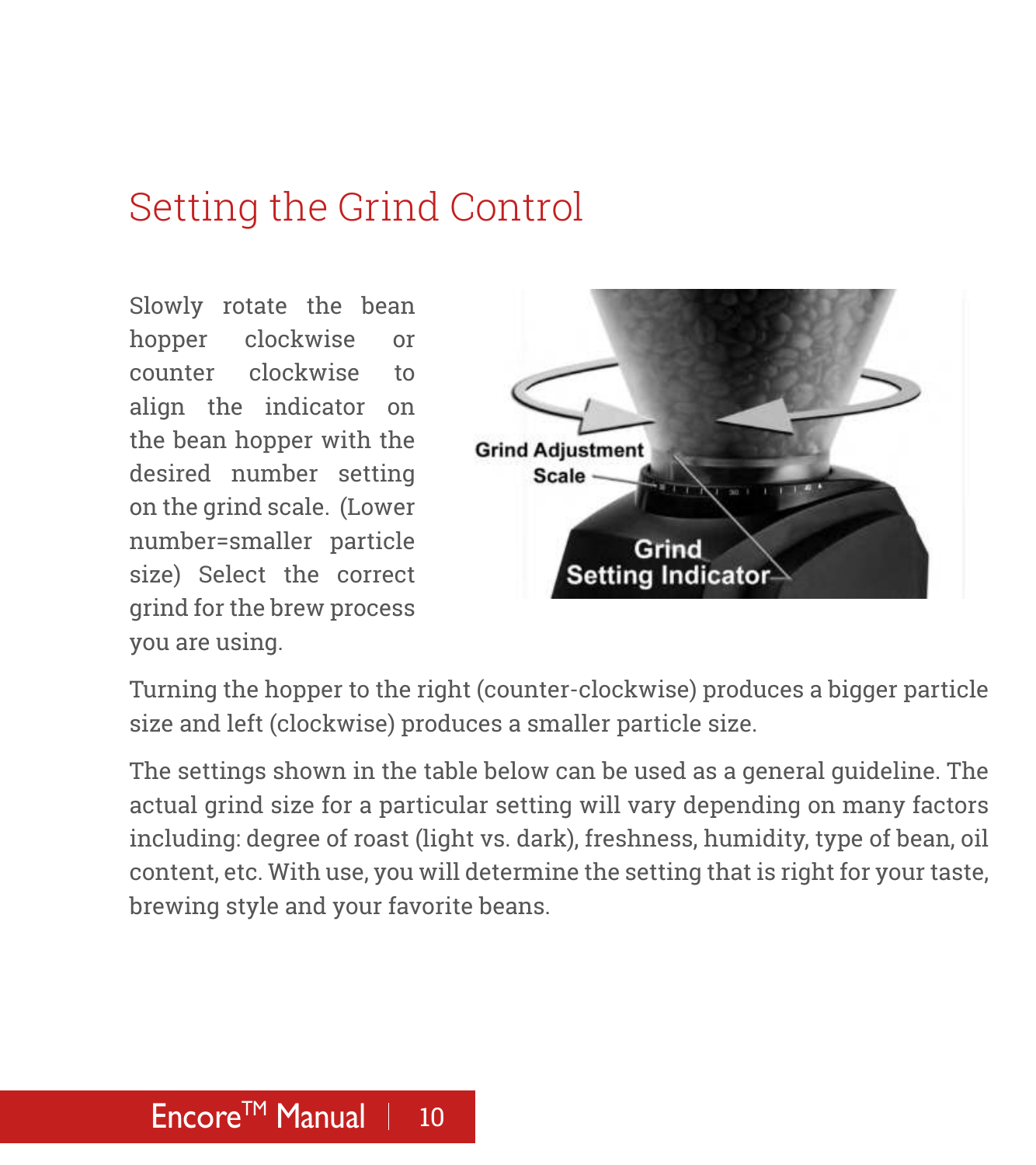# Setting the Grind Control

Slowly rotate the bean hopper clockwise or counter clockwise to align the indicator on the bean hopper with the desired number setting on the grind scale. (Lower number=smaller particle size) Select the correct grind for the brew process you are using.

Turning the hopper to the right (counter-clockwise) produces a bigger particle size and left (clockwise) produces a smaller particle size.

The settings shown in the table below can be used as a general guideline. The actual grind size for a particular setting will vary depending on many factors including: degree of roast (light vs. dark), freshness, humidity, type of bean, oil content, etc. With use, you will determine the setting that is right for your taste, brewing style and your favorite beans.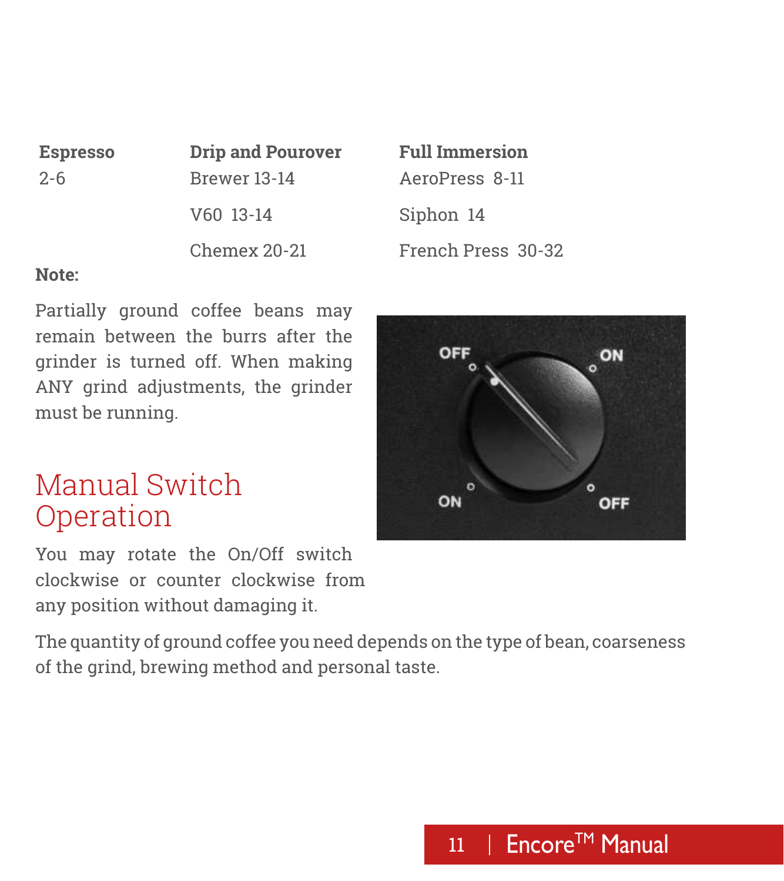| Espresso | Drip and Pourover | Full Immersion |
| --- | --- | --- |
| 2-6 | Brewer 13-14 | AeroPress 8-11 |
| | V60 13-14 | Siphon 14 |
| | Chemex 20-21 | French Press 30-32 |

**Note:**

Partially ground coffee beans may remain between the burrs after the grinder is turned off. When making ANY grind adjustments, the grinder must be running.

## Manual Switch Operation

You may rotate the On/Off switch clockwise or counter clockwise from any position without damaging it.

The quantity of ground coffee you need depends on the type of bean, coarseness of the grind, brewing method and personal taste.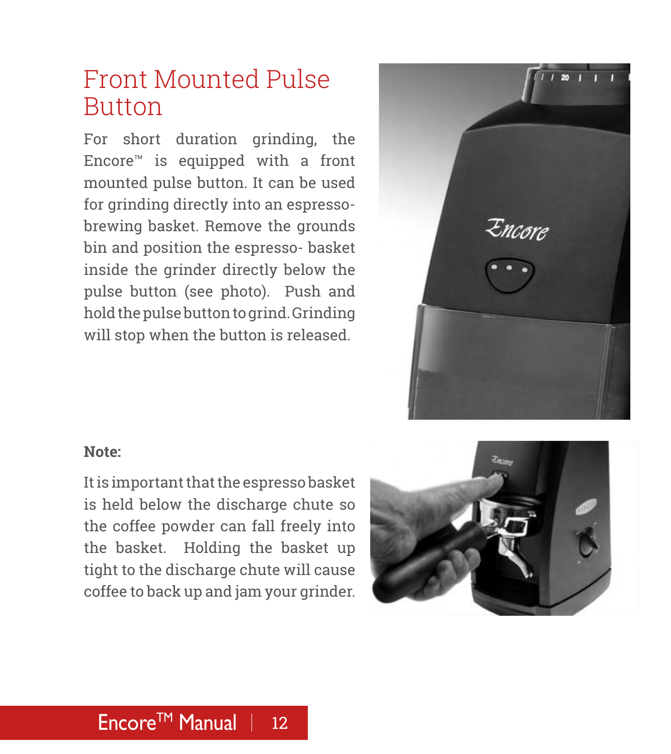# Front Mounted Pulse Button

For short duration grinding, the Encore™ is equipped with a front mounted pulse button. It can be used for grinding directly into an espresso-brewing basket. Remove the grounds bin and position the espresso- basket inside the grinder directly below the pulse button (see photo). Push and hold the pulse button to grind. Grinding will stop when the button is released.

**Note:**

It is important that the espresso basket is held below the discharge chute so the coffee powder can fall freely into the basket. Holding the basket up tight to the discharge chute will cause coffee to back up and jam your grinder.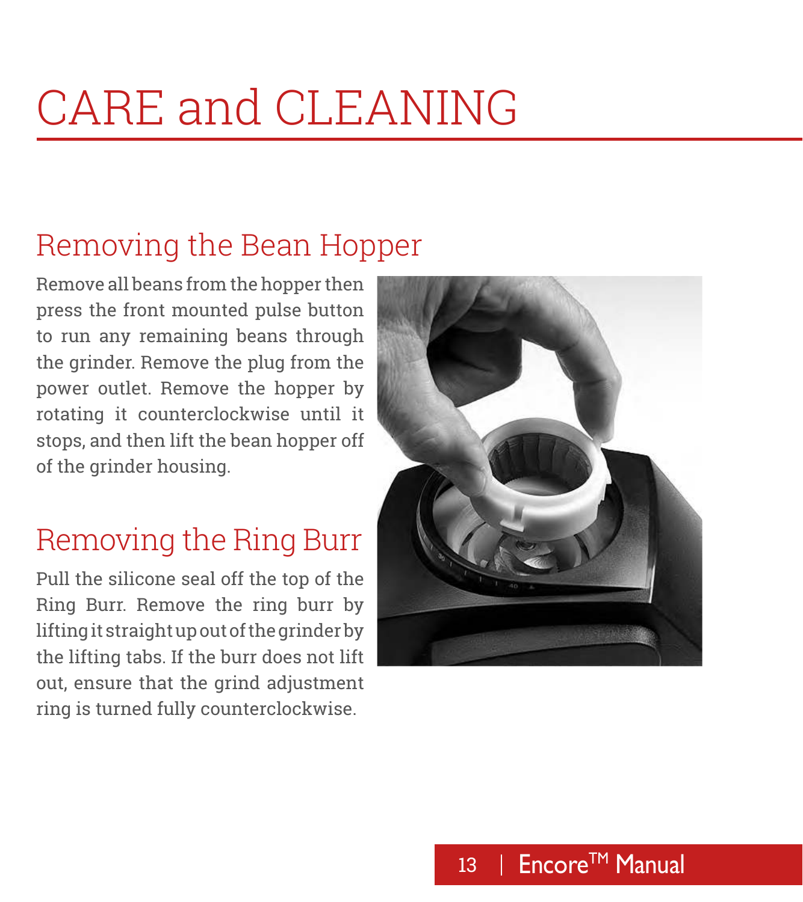# CARE and CLEANING

## Removing the Bean Hopper

Remove all beans from the hopper then press the front mounted pulse button to run any remaining beans through the grinder. Remove the plug from the power outlet. Remove the hopper by rotating it counterclockwise until it stops, and then lift the bean hopper off of the grinder housing.

## Removing the Ring Burr

Pull the silicone seal off the top of the Ring Burr. Remove the ring burr by lifting it straight up out of the grinder by the lifting tabs. If the burr does not lift out, ensure that the grind adjustment ring is turned fully counterclockwise.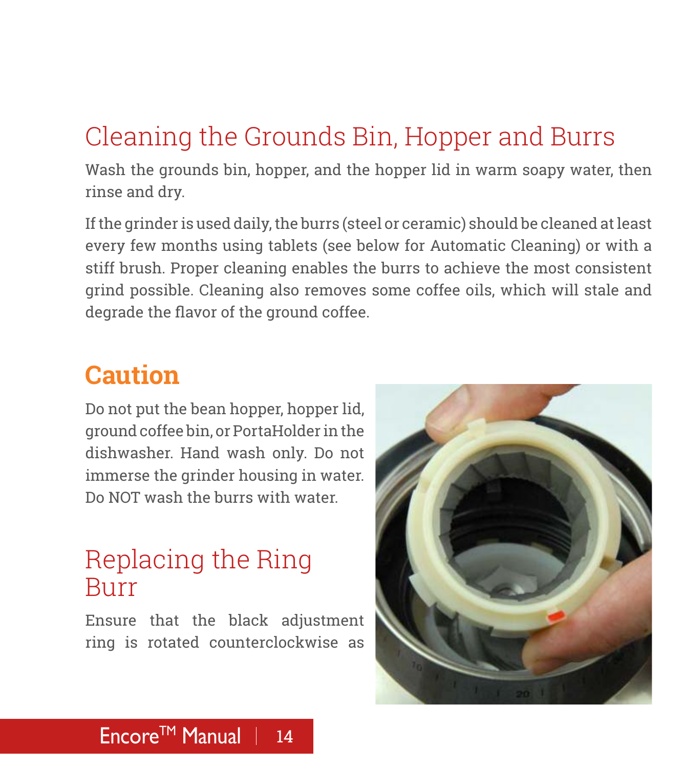## Cleaning the Grounds Bin, Hopper and Burrs

Wash the grounds bin, hopper, and the hopper lid in warm soapy water, then rinse and dry.

If the grinder is used daily, the burrs (steel or ceramic) should be cleaned at least every few months using tablets (see below for Automatic Cleaning) or with a stiff brush. Proper cleaning enables the burrs to achieve the most consistent grind possible. Cleaning also removes some coffee oils, which will stale and degrade the flavor of the ground coffee.

## Caution

Do not put the bean hopper, hopper lid, ground coffee bin, or PortaHolder in the dishwasher. Hand wash only. Do not immerse the grinder housing in water. Do NOT wash the burrs with water.

## Replacing the Ring Burr

Ensure that the black adjustment ring is rotated counterclockwise as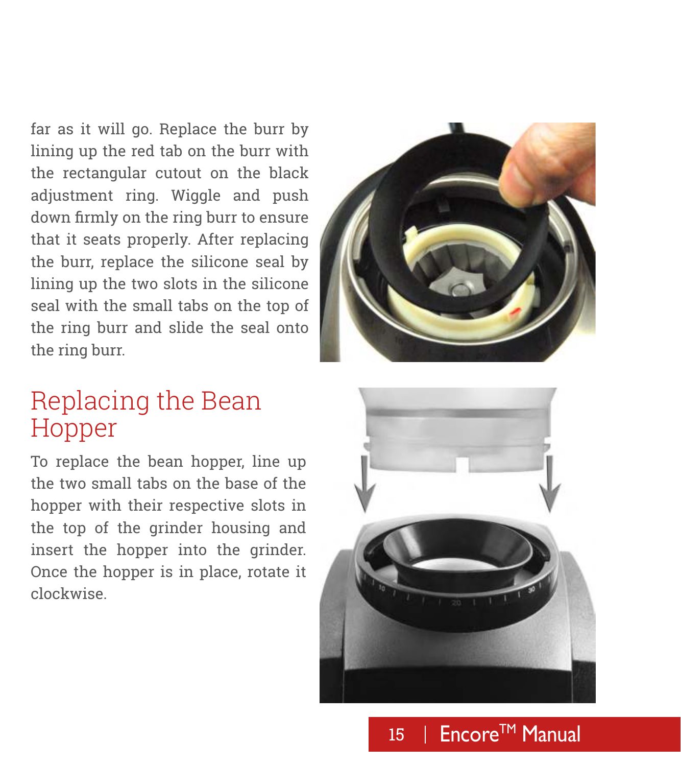far as it will go. Replace the burr by lining up the red tab on the burr with the rectangular cutout on the black adjustment ring. Wiggle and push down firmly on the ring burr to ensure that it seats properly. After replacing the burr, replace the silicone seal by lining up the two slots in the silicone seal with the small tabs on the top of the ring burr and slide the seal onto the ring burr.

## Replacing the Bean Hopper

To replace the bean hopper, line up the two small tabs on the base of the hopper with their respective slots in the top of the grinder housing and insert the hopper into the grinder. Once the hopper is in place, rotate it clockwise.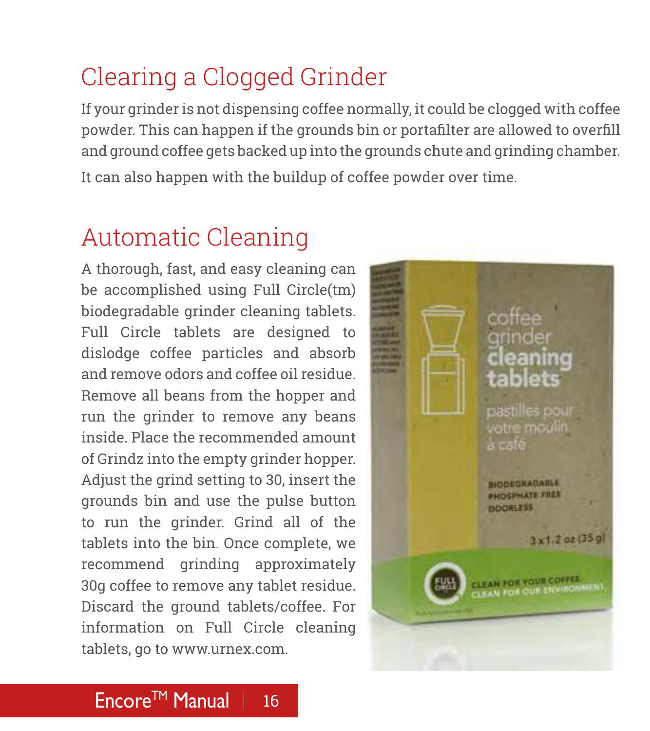## Clearing a Clogged Grinder

If your grinder is not dispensing coffee normally, it could be clogged with coffee powder. This can happen if the grounds bin or portafilter are allowed to overfill and ground coffee gets backed up into the grounds chute and grinding chamber.

It can also happen with the buildup of coffee powder over time.

## Automatic Cleaning

A thorough, fast, and easy cleaning can be accomplished using Full Circle(tm) biodegradable grinder cleaning tablets. Full Circle tablets are designed to dislodge coffee particles and absorb and remove odors and coffee oil residue. Remove all beans from the hopper and run the grinder to remove any beans inside. Place the recommended amount of Grindz into the empty grinder hopper. Adjust the grind setting to 30, insert the grounds bin and use the pulse button to run the grinder. Grind all of the tablets into the bin. Once complete, we recommend grinding approximately 30g coffee to remove any tablet residue. Discard the ground tablets/coffee. For information on Full Circle cleaning tablets, go to www.urnex.com.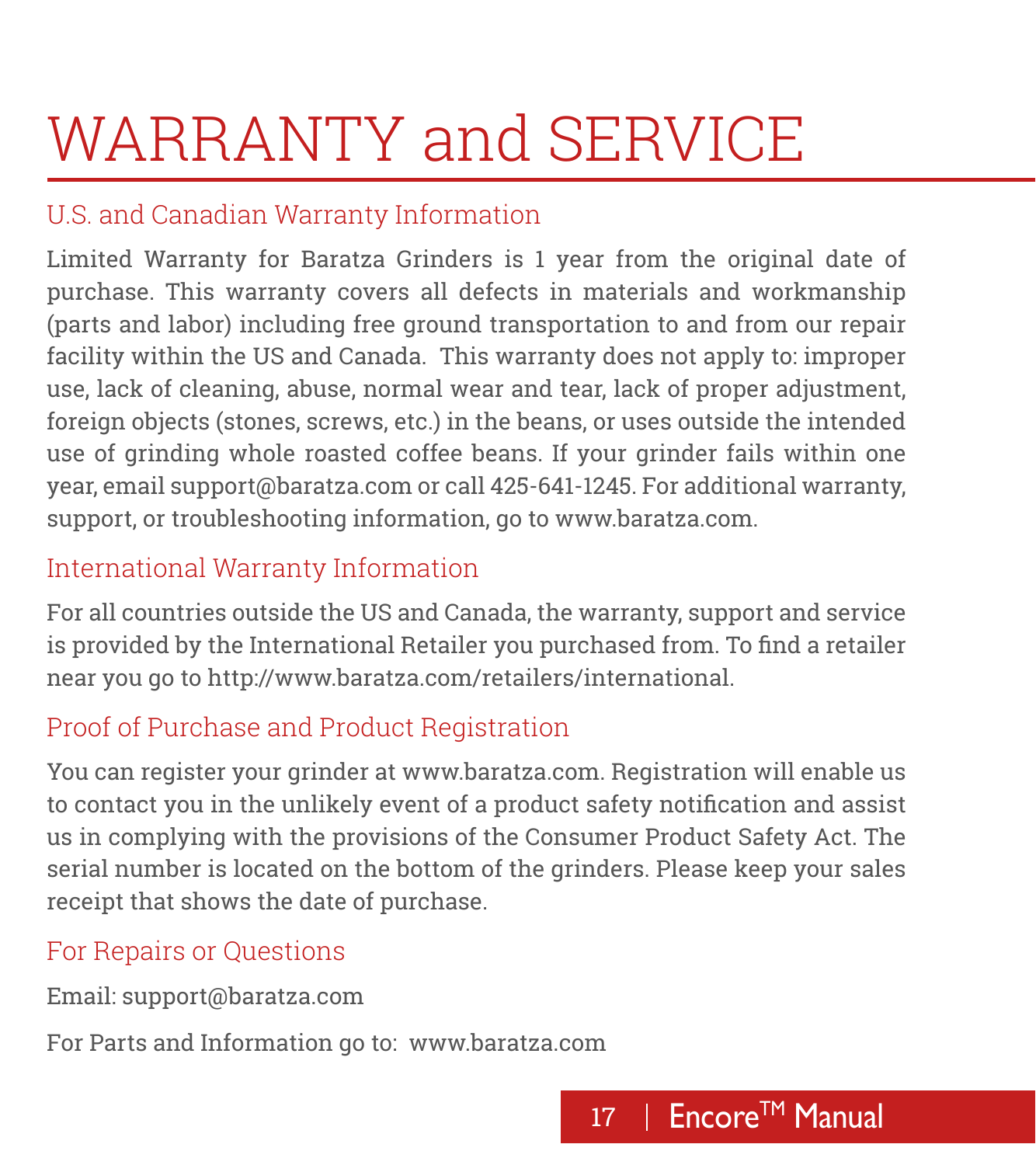# WARRANTY and SERVICE

## U.S. and Canadian Warranty Information

Limited Warranty for Baratza Grinders is 1 year from the original date of purchase. This warranty covers all defects in materials and workmanship (parts and labor) including free ground transportation to and from our repair facility within the US and Canada. This warranty does not apply to: improper use, lack of cleaning, abuse, normal wear and tear, lack of proper adjustment, foreign objects (stones, screws, etc.) in the beans, or uses outside the intended use of grinding whole roasted coffee beans. If your grinder fails within one year, email support@baratza.com or call 425-641-1245. For additional warranty, support, or troubleshooting information, go to www.baratza.com.

## International Warranty Information

For all countries outside the US and Canada, the warranty, support and service is provided by the International Retailer you purchased from. To find a retailer near you go to http://www.baratza.com/retailers/international.

## Proof of Purchase and Product Registration

You can register your grinder at www.baratza.com. Registration will enable us to contact you in the unlikely event of a product safety notification and assist us in complying with the provisions of the Consumer Product Safety Act. The serial number is located on the bottom of the grinders. Please keep your sales receipt that shows the date of purchase.

## For Repairs or Questions

Email: support@baratza.com

For Parts and Information go to: www.baratza.com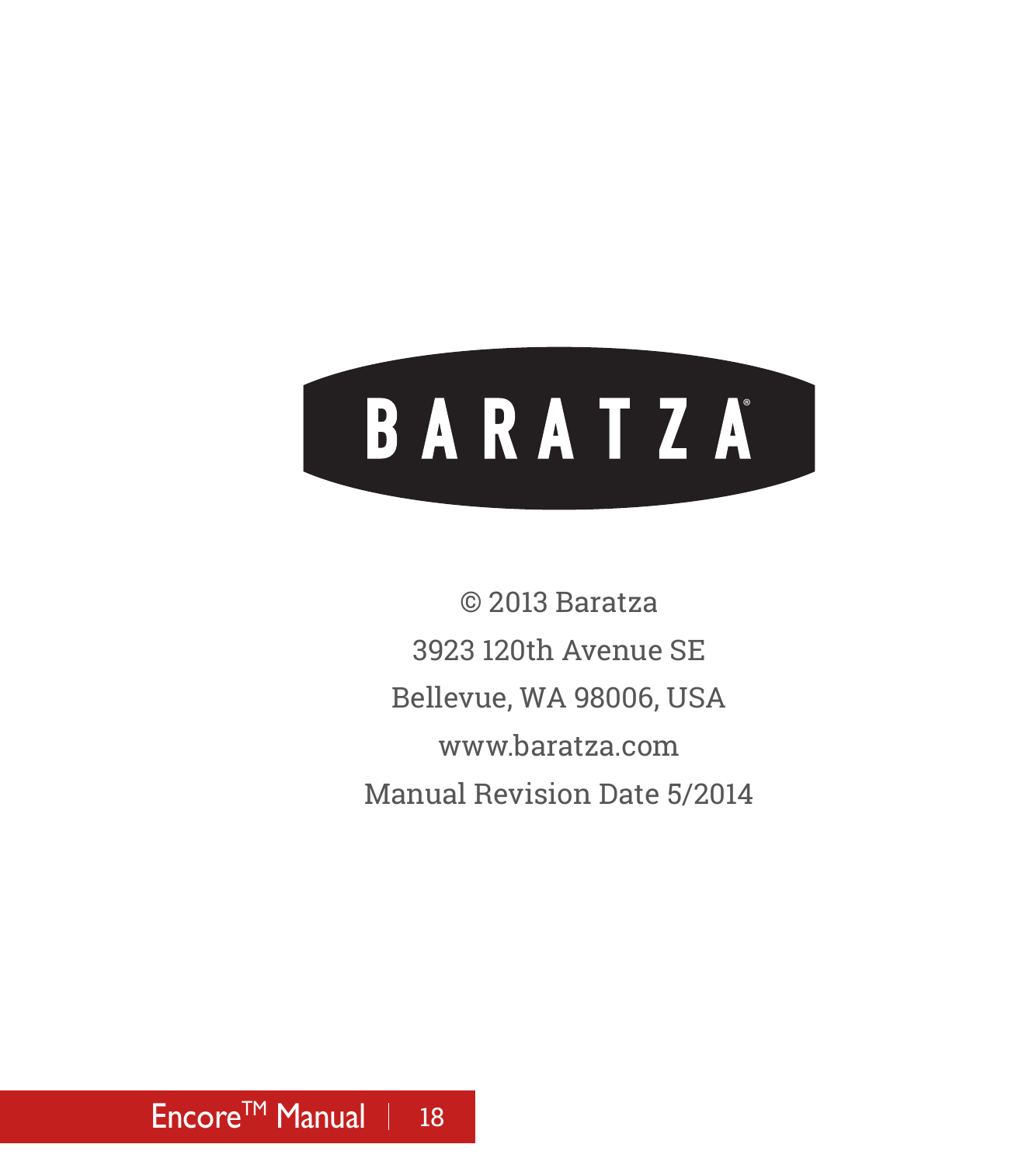BARATZA®

© 2013 Baratza

3923 120th Avenue SE

Bellevue, WA 98006, USA

www.baratza.com

Manual Revision Date 5/2014